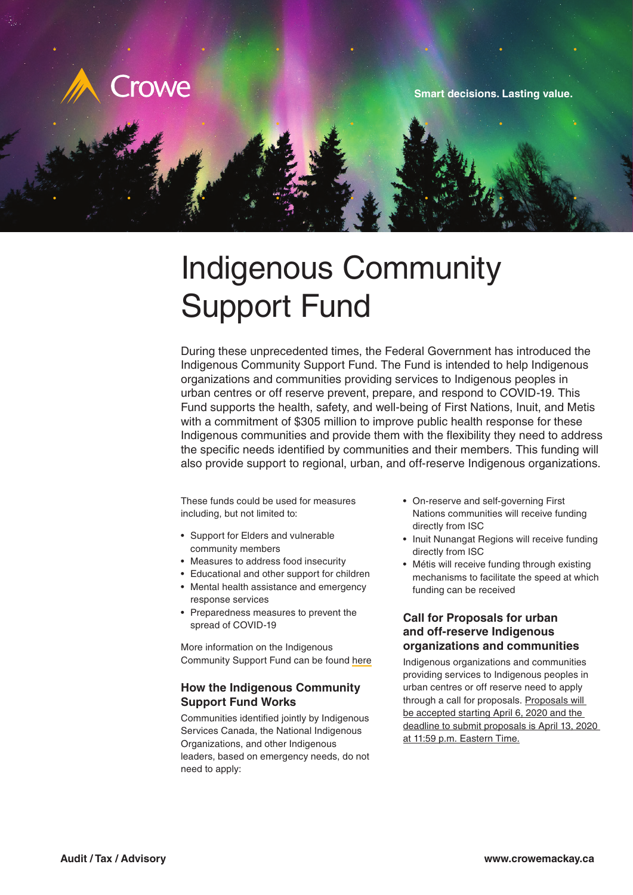Crowe

Smart decisions. Lasting value.

# Indigenous Community Support Fund

During these unprecedented times, the Federal Government has introduced the Indigenous Community Support Fund. The Fund is intended to help Indigenous organizations and communities providing services to Indigenous peoples in urban centres or off reserve prevent, prepare, and respond to COVID-19. This Fund supports the health, safety, and well-being of First Nations, Inuit, and Metis with a commitment of $305 million to improve public health response for these Indigenous communities and provide them with the flexibility they need to address the specific needs identified by communities and their members. This funding will also provide support to regional, urban, and off-reserve Indigenous organizations.

These funds could be used for measures including, but not limited to:

- Support for Elders and vulnerable community members
- Measures to address food insecurity
- Educational and other support for children
- Mental health assistance and emergency response services
- Preparedness measures to prevent the spread of COVID-19

More information on the Indigenous Community Support Fund can be found here

## How the Indigenous Community Support Fund Works

Communities identified jointly by Indigenous Services Canada, the National Indigenous Organizations, and other Indigenous leaders, based on emergency needs, do not need to apply:

- On-reserve and self-governing First Nations communities will receive funding directly from ISC
- Inuit Nunangat Regions will receive funding directly from ISC
- Métis will receive funding through existing mechanisms to facilitate the speed at which funding can be received

## Call for Proposals for urban and off-reserve Indigenous organizations and communities

Indigenous organizations and communities providing services to Indigenous peoples in urban centres or off reserve need to apply through a call for proposals. Proposals will be accepted starting April 6, 2020 and the deadline to submit proposals is April 13, 2020 at 11:59 p.m. Eastern Time.

**Audit / Tax / Advisory**

**www.crowemackay.ca**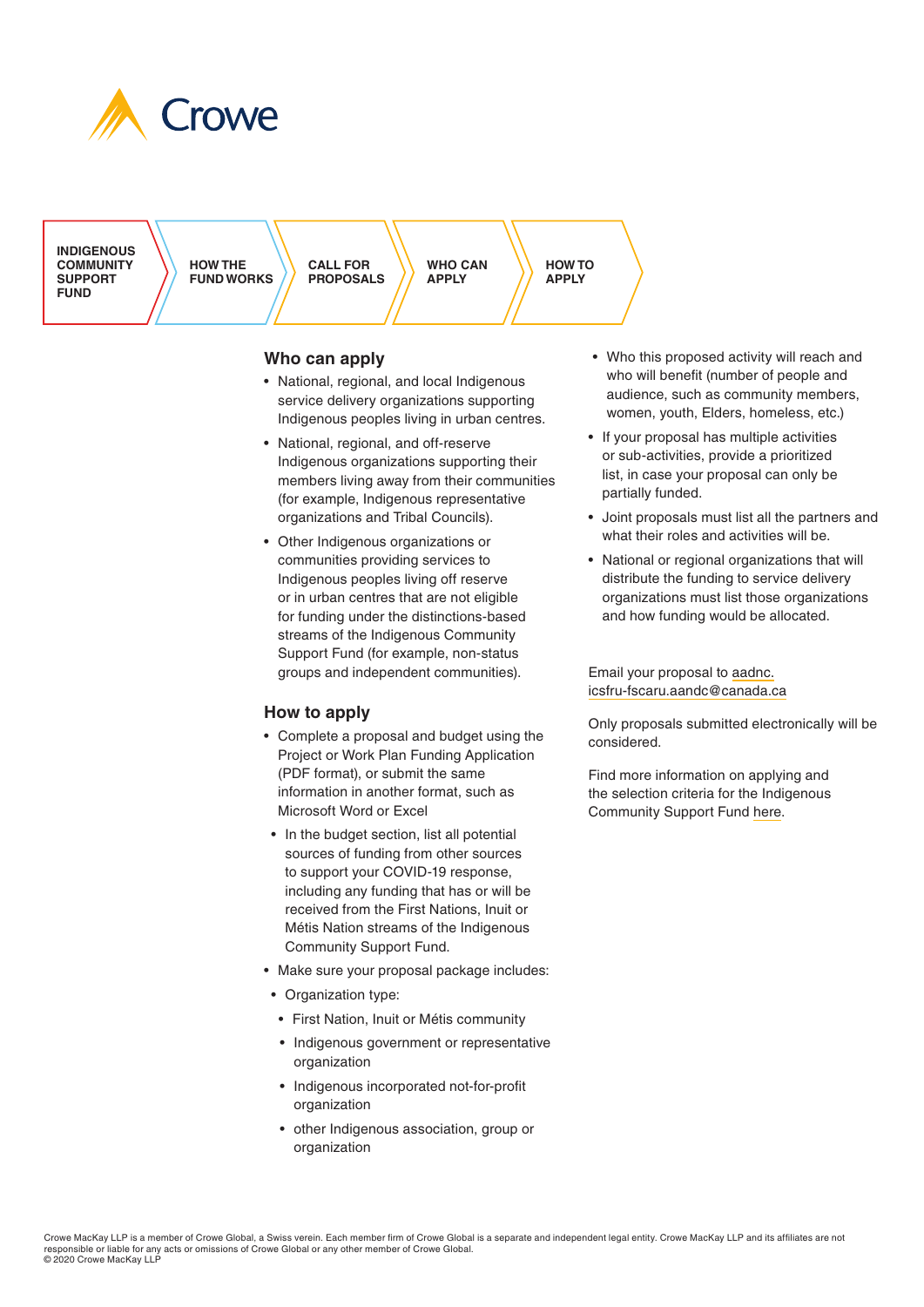INDIGENOUS COMMUNITY SUPPORT FUND | HOW THE FUND WORKS | CALL FOR PROPOSALS | WHO CAN APPLY | HOW TO APPLY

## Who can apply

- National, regional, and local Indigenous service delivery organizations supporting Indigenous peoples living in urban centres.
- National, regional, and off-reserve Indigenous organizations supporting their members living away from their communities (for example, Indigenous representative organizations and Tribal Councils).
- Other Indigenous organizations or communities providing services to Indigenous peoples living off reserve or in urban centres that are not eligible for funding under the distinctions-based streams of the Indigenous Community Support Fund (for example, non-status groups and independent communities).

## How to apply

- Complete a proposal and budget using the Project or Work Plan Funding Application (PDF format), or submit the same information in another format, such as Microsoft Word or Excel
  - In the budget section, list all potential sources of funding from other sources to support your COVID-19 response, including any funding that has or will be received from the First Nations, Inuit or Métis Nation streams of the Indigenous Community Support Fund.
- Make sure your proposal package includes:
  - Organization type:
    - First Nation, Inuit or Métis community
    - Indigenous government or representative organization
    - Indigenous incorporated not-for-profit organization
    - other Indigenous association, group or organization
  - Who this proposed activity will reach and who will benefit (number of people and audience, such as community members, women, youth, Elders, homeless, etc.)
- If your proposal has multiple activities or sub-activities, provide a prioritized list, in case your proposal can only be partially funded.
- Joint proposals must list all the partners and what their roles and activities will be.
- National or regional organizations that will distribute the funding to service delivery organizations must list those organizations and how funding would be allocated.

Email your proposal to aadnc.icsfru-fscaru.aandc@canada.ca

Only proposals submitted electronically will be considered.

Find more information on applying and the selection criteria for the Indigenous Community Support Fund here.

Crowe MacKay LLP is a member of Crowe Global, a Swiss verein. Each member firm of Crowe Global is a separate and independent legal entity. Crowe MacKay LLP and its affiliates are not responsible or liable for any acts or omissions of Crowe Global or any other member of Crowe Global.
© 2020 Crowe MacKay LLP